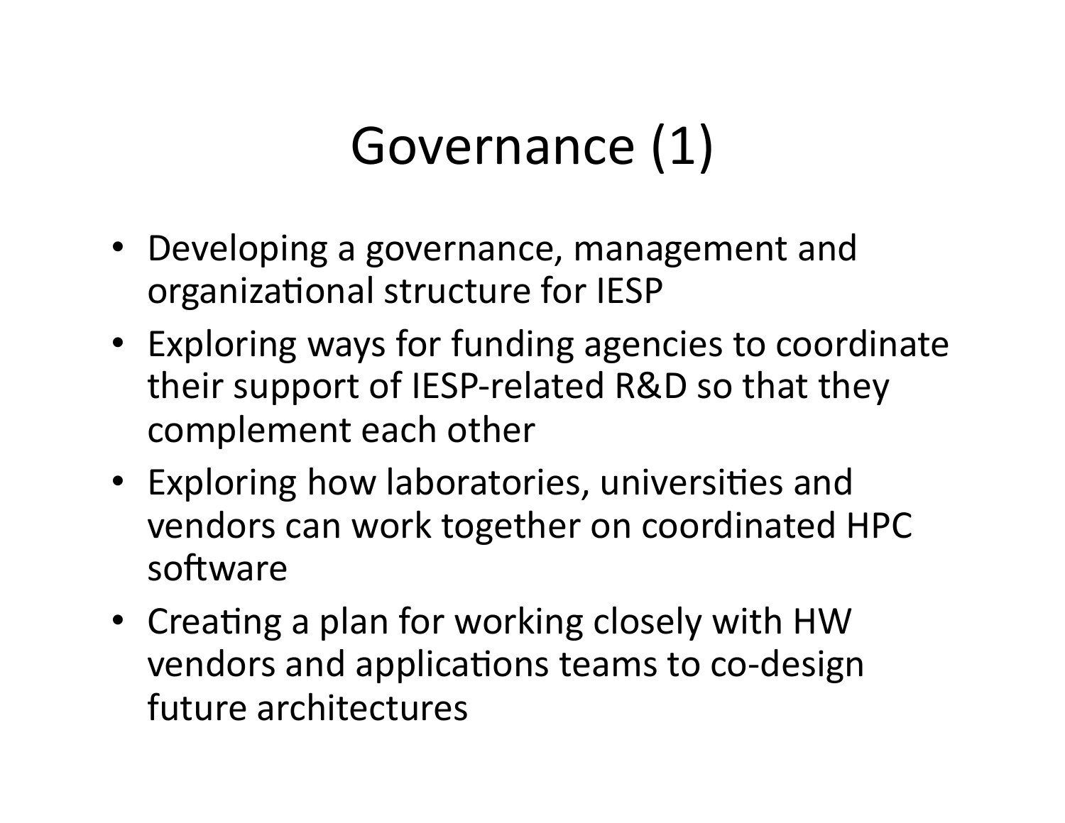# Governance (1)

- Developing a governance, management and organizational structure for IESP
- Exploring ways for funding agencies to coordinate their support of IESP-related R&D so that they complement each other
- Exploring how laboratories, universities and vendors can work together on coordinated HPC software
- Creating a plan for working closely with HW vendors and applications teams to co-design future architectures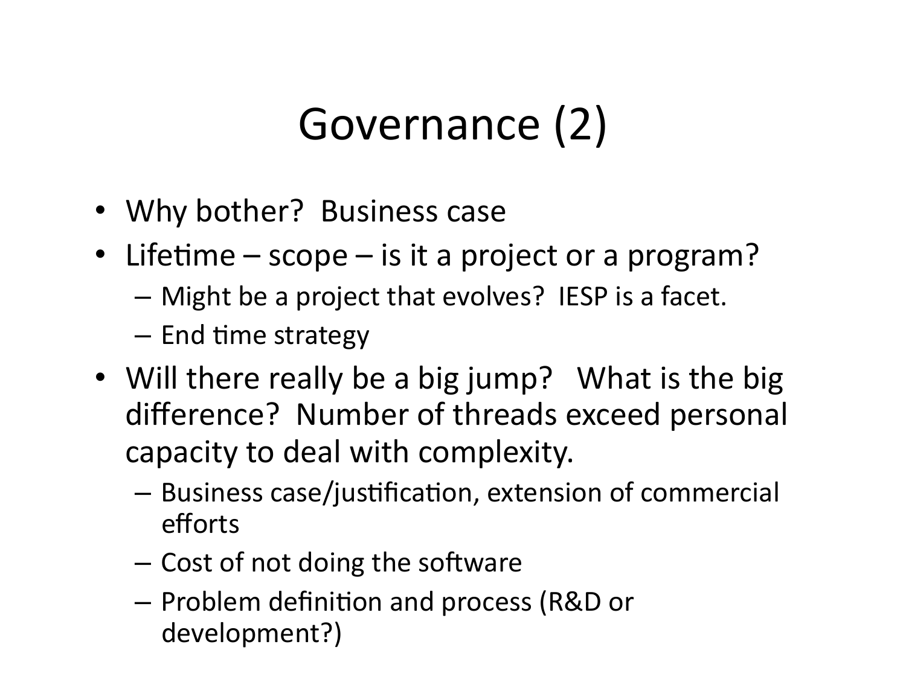# Governance (2)

- Why bother? Business case
- Lifetime – scope – is it a project or a program?
  - Might be a project that evolves? IESP is a facet.
  - End time strategy
- Will there really be a big jump? What is the big difference? Number of threads exceed personal capacity to deal with complexity.
  - Business case/justification, extension of commercial efforts
  - Cost of not doing the software
  - Problem definition and process (R&D or development?)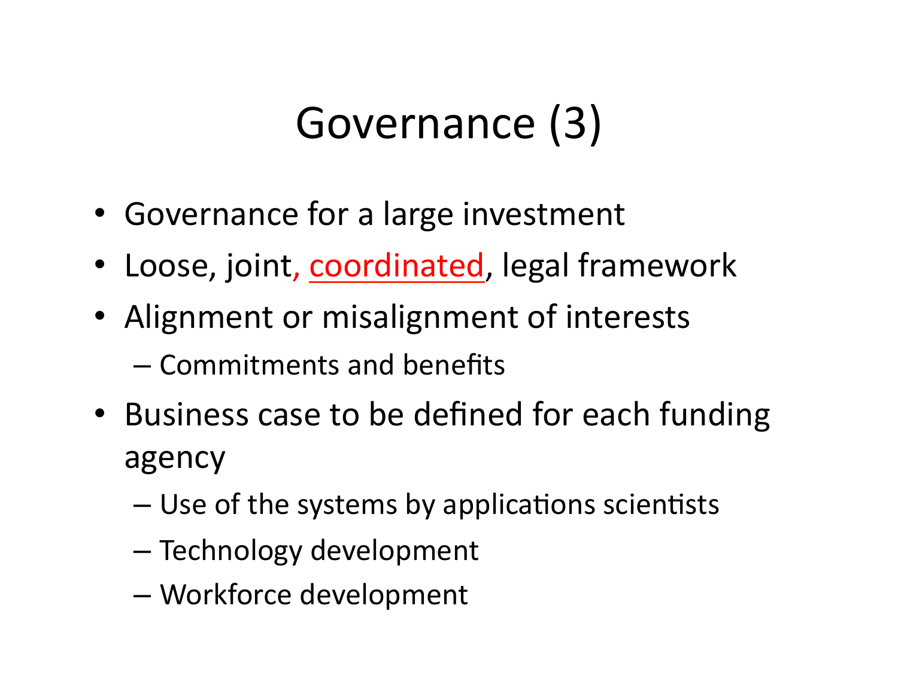# Governance (3)

- Governance for a large investment
- Loose, joint, coordinated, legal framework
- Alignment or misalignment of interests
  - Commitments and benefits
- Business case to be defined for each funding agency
  - Use of the systems by applications scientists
  - Technology development
  - Workforce development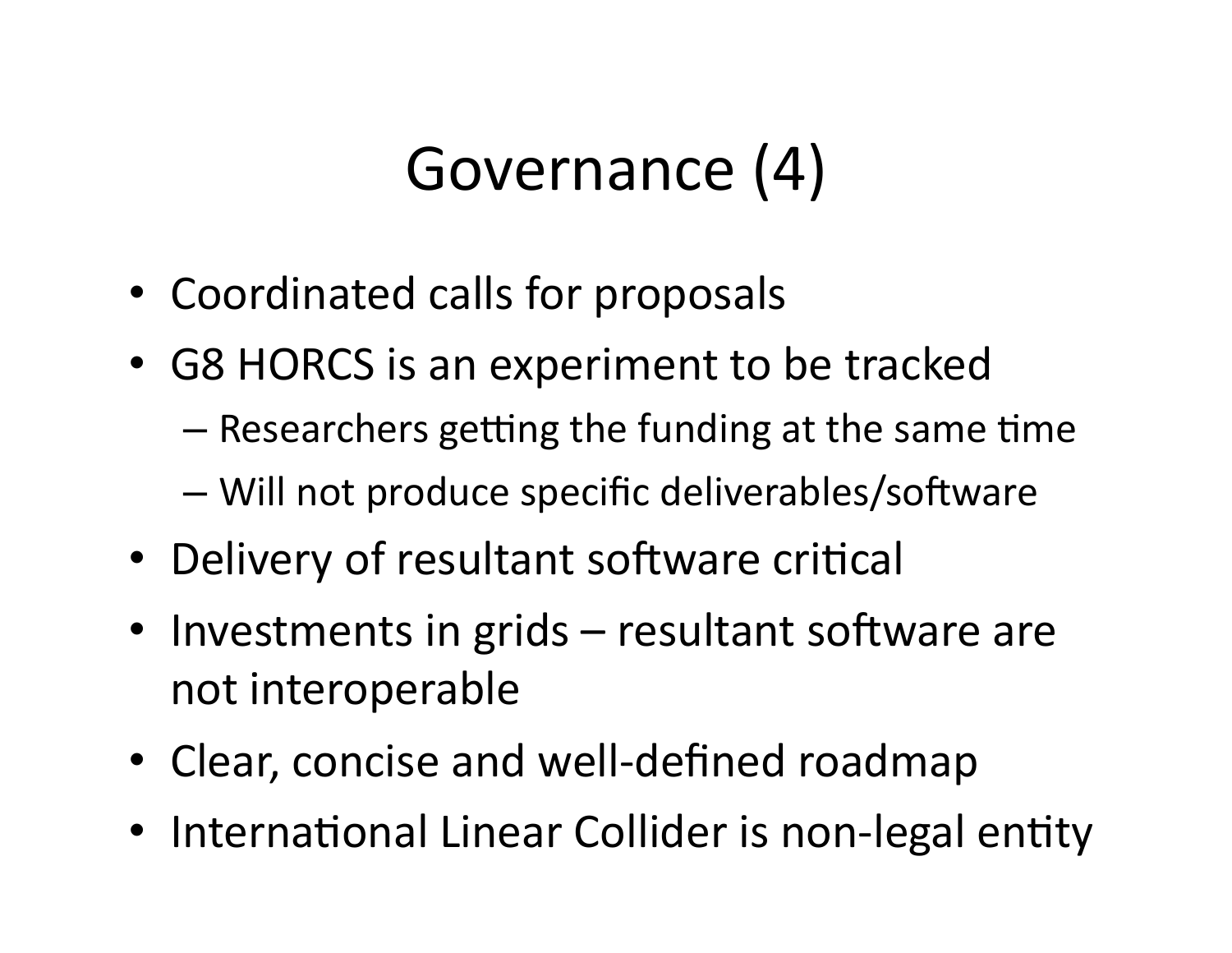# Governance (4)

- Coordinated calls for proposals
- G8 HORCS is an experiment to be tracked
  - Researchers getting the funding at the same time
  - Will not produce specific deliverables/software
- Delivery of resultant software critical
- Investments in grids – resultant software are not interoperable
- Clear, concise and well-defined roadmap
- International Linear Collider is non-legal entity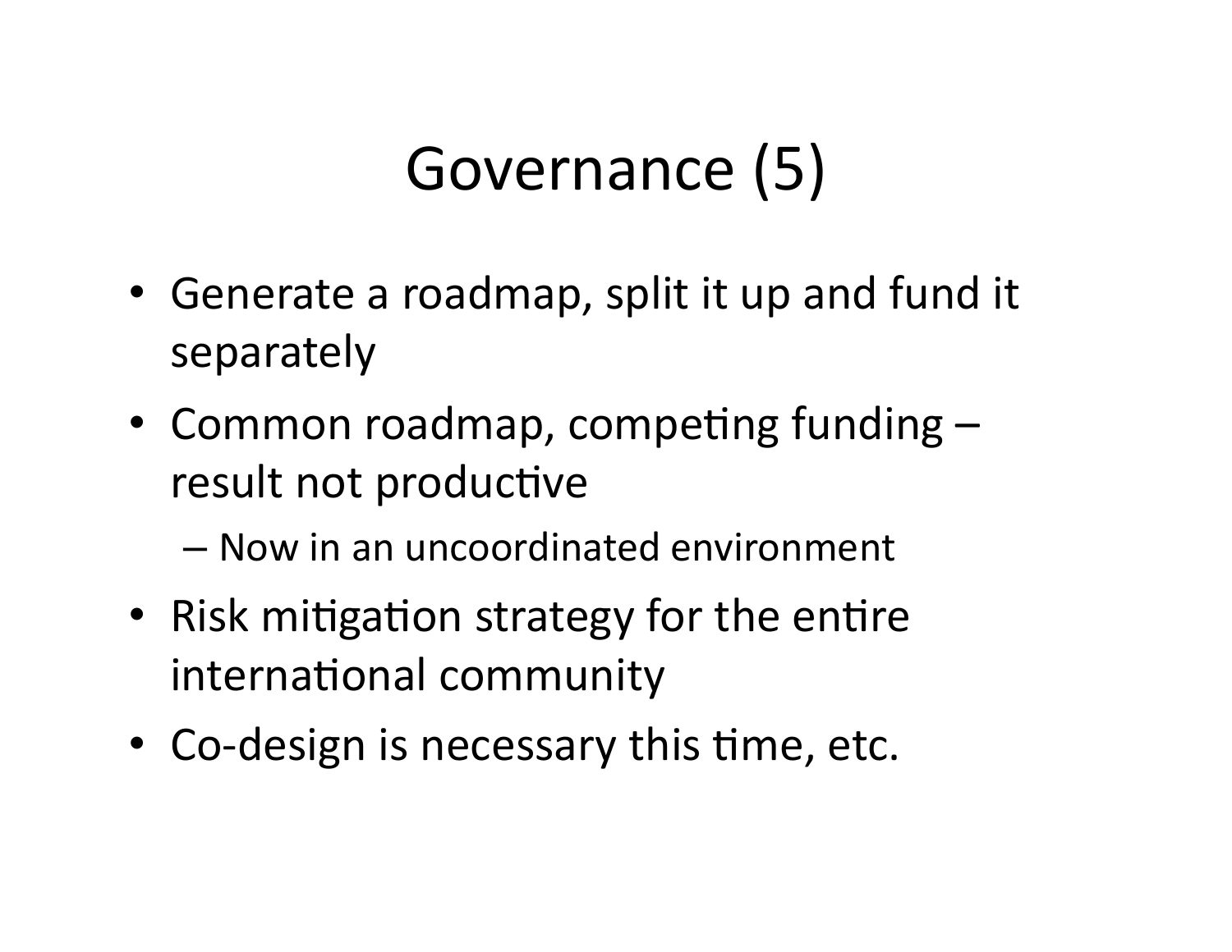# Governance (5)

- Generate a roadmap, split it up and fund it separately
- Common roadmap, competing funding – result not productive
  - Now in an uncoordinated environment
- Risk mitigation strategy for the entire international community
- Co-design is necessary this time, etc.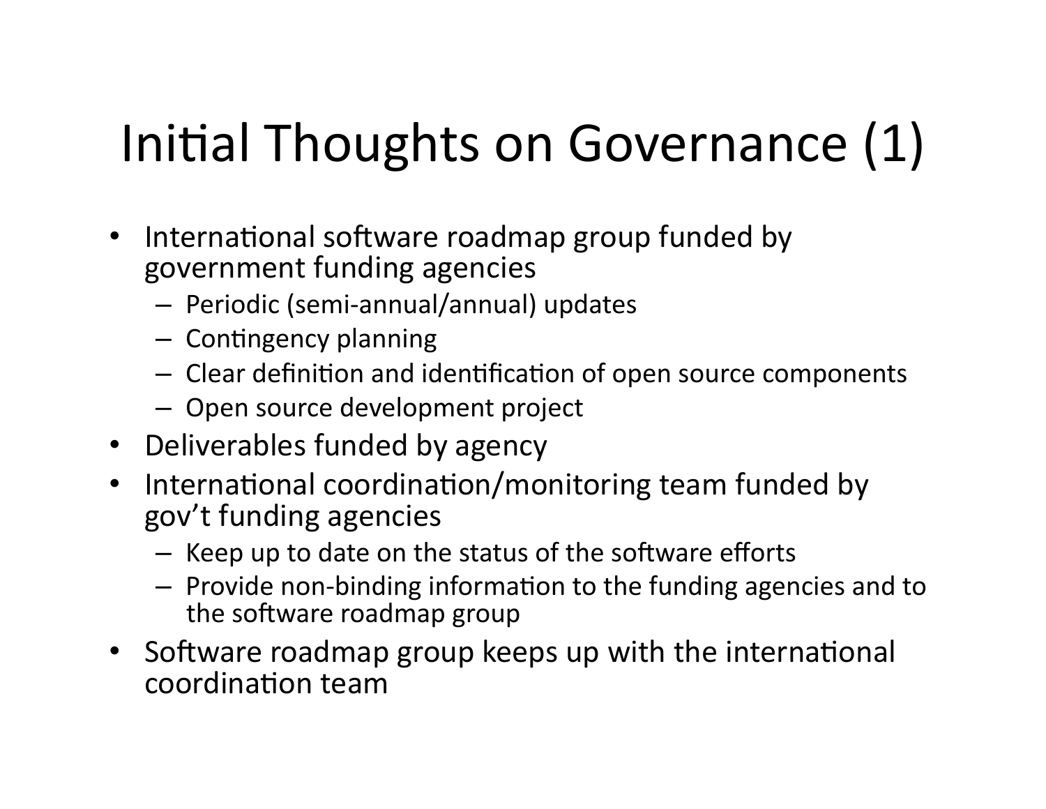# Initial Thoughts on Governance (1)

- International software roadmap group funded by government funding agencies
  - Periodic (semi-annual/annual) updates
  - Contingency planning
  - Clear definition and identification of open source components
  - Open source development project
- Deliverables funded by agency
- International coordination/monitoring team funded by gov't funding agencies
  - Keep up to date on the status of the software efforts
  - Provide non-binding information to the funding agencies and to the software roadmap group
- Software roadmap group keeps up with the international coordination team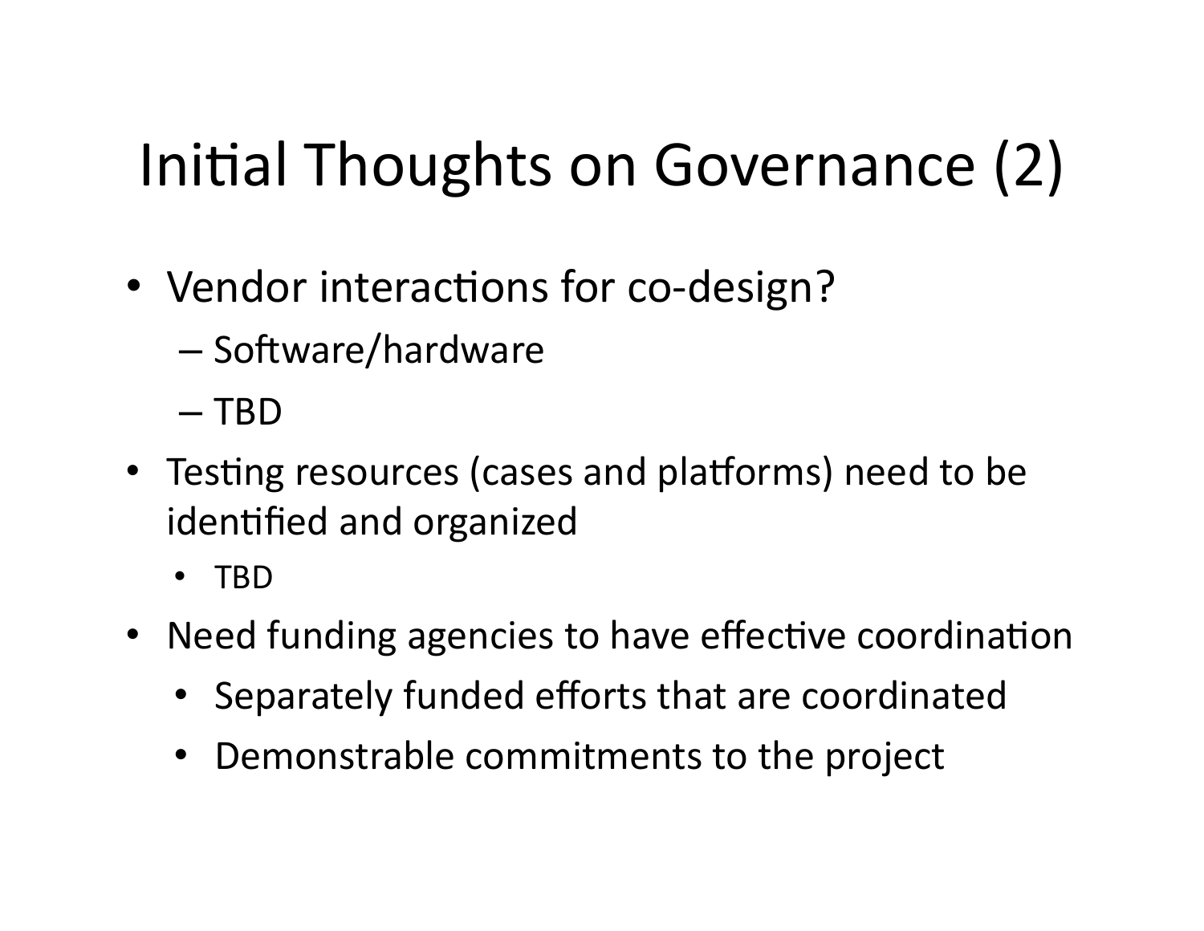# Initial Thoughts on Governance (2)

- Vendor interactions for co-design?
  - Software/hardware
  - TBD
- Testing resources (cases and platforms) need to be identified and organized
  - TBD
- Need funding agencies to have effective coordination
  - Separately funded efforts that are coordinated
  - Demonstrable commitments to the project